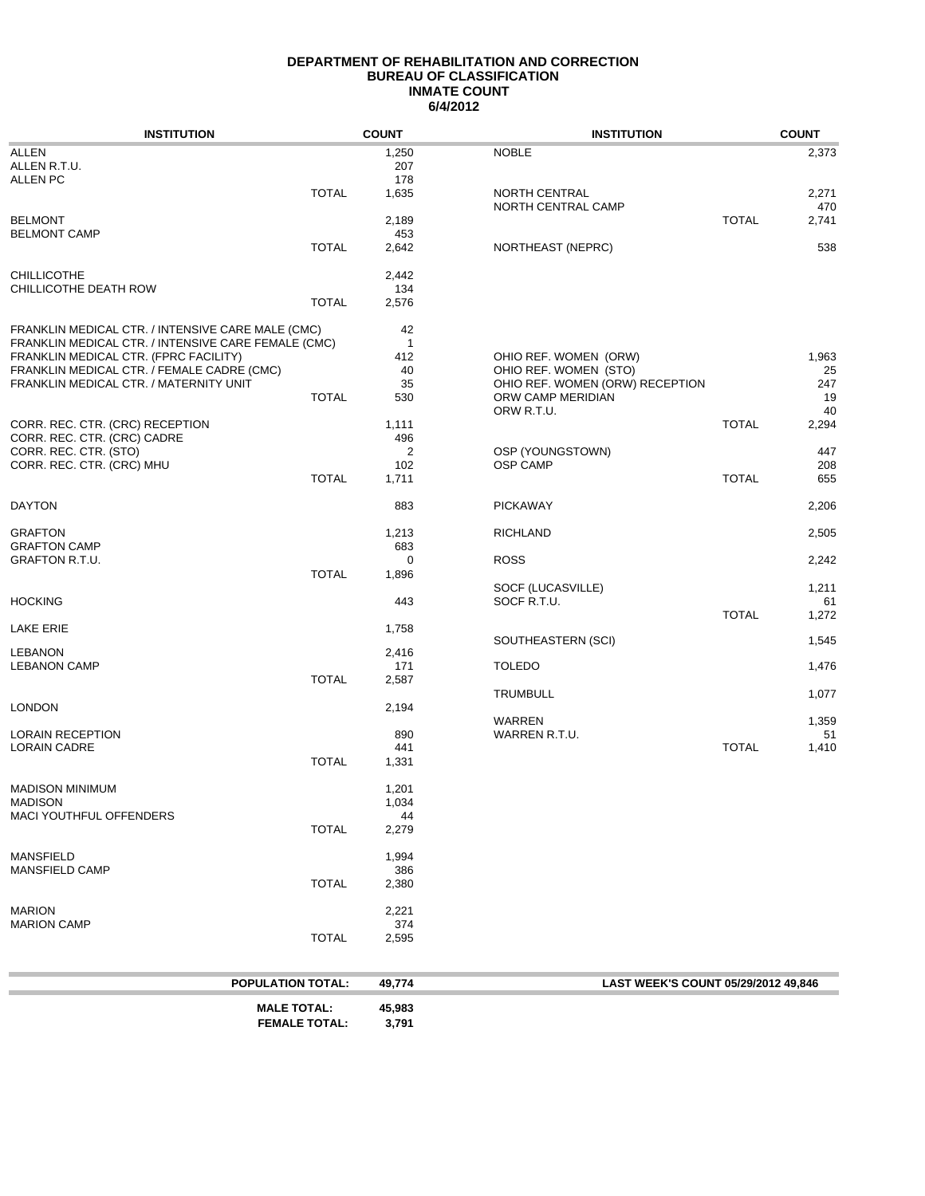**DEPARTMENT OF REHABILITATION AND CORRECTION**
**BUREAU OF CLASSIFICATION**
**INMATE COUNT**
**6/4/2012**

| INSTITUTION | | COUNT |
|---|---|---|
| ALLEN | | 1,250 |
| ALLEN R.T.U. | | 207 |
| ALLEN PC | | 178 |
| | TOTAL | 1,635 |
| BELMONT | | 2,189 |
| BELMONT CAMP | | 453 |
| | TOTAL | 2,642 |
| CHILLICOTHE | | 2,442 |
| CHILLICOTHE DEATH ROW | | 134 |
| | TOTAL | 2,576 |
| FRANKLIN MEDICAL CTR. / INTENSIVE CARE MALE (CMC) | | 42 |
| FRANKLIN MEDICAL CTR. / INTENSIVE CARE FEMALE (CMC) | | 1 |
| FRANKLIN MEDICAL CTR. (FPRC FACILITY) | | 412 |
| FRANKLIN MEDICAL CTR. / FEMALE CADRE (CMC) | | 40 |
| FRANKLIN MEDICAL CTR. / MATERNITY UNIT | | 35 |
| | TOTAL | 530 |
| CORR. REC. CTR. (CRC) RECEPTION | | 1,111 |
| CORR. REC. CTR. (CRC) CADRE | | 496 |
| CORR. REC. CTR. (STO) | | 2 |
| CORR. REC. CTR. (CRC) MHU | | 102 |
| | TOTAL | 1,711 |
| DAYTON | | 883 |
| GRAFTON | | 1,213 |
| GRAFTON CAMP | | 683 |
| GRAFTON R.T.U. | | 0 |
| | TOTAL | 1,896 |
| HOCKING | | 443 |
| LAKE ERIE | | 1,758 |
| LEBANON | | 2,416 |
| LEBANON CAMP | | 171 |
| | TOTAL | 2,587 |
| LONDON | | 2,194 |
| LORAIN RECEPTION | | 890 |
| LORAIN CADRE | | 441 |
| | TOTAL | 1,331 |
| MADISON MINIMUM | | 1,201 |
| MADISON | | 1,034 |
| MACI YOUTHFUL OFFENDERS | | 44 |
| | TOTAL | 2,279 |
| MANSFIELD | | 1,994 |
| MANSFIELD CAMP | | 386 |
| | TOTAL | 2,380 |
| MARION | | 2,221 |
| MARION CAMP | | 374 |
| | TOTAL | 2,595 |
| NOBLE | | 2,373 |
| NORTH CENTRAL | | 2,271 |
| NORTH CENTRAL CAMP | | 470 |
| | TOTAL | 2,741 |
| NORTHEAST (NEPRC) | | 538 |
| OHIO REF. WOMEN (ORW) | | 1,963 |
| OHIO REF. WOMEN (STO) | | 25 |
| OHIO REF. WOMEN (ORW) RECEPTION | | 247 |
| ORW CAMP MERIDIAN | | 19 |
| ORW R.T.U. | | 40 |
| | TOTAL | 2,294 |
| OSP (YOUNGSTOWN) | | 447 |
| OSP CAMP | | 208 |
| | TOTAL | 655 |
| PICKAWAY | | 2,206 |
| RICHLAND | | 2,505 |
| ROSS | | 2,242 |
| SOCF (LUCASVILLE) | | 1,211 |
| SOCF R.T.U. | | 61 |
| | TOTAL | 1,272 |
| SOUTHEASTERN (SCI) | | 1,545 |
| TOLEDO | | 1,476 |
| TRUMBULL | | 1,077 |
| WARREN | | 1,359 |
| WARREN R.T.U. | | 51 |
| | TOTAL | 1,410 |

**POPULATION TOTAL: 49,774**

**LAST WEEK'S COUNT 05/29/2012 49,846**

**MALE TOTAL: 45,983**
**FEMALE TOTAL: 3,791**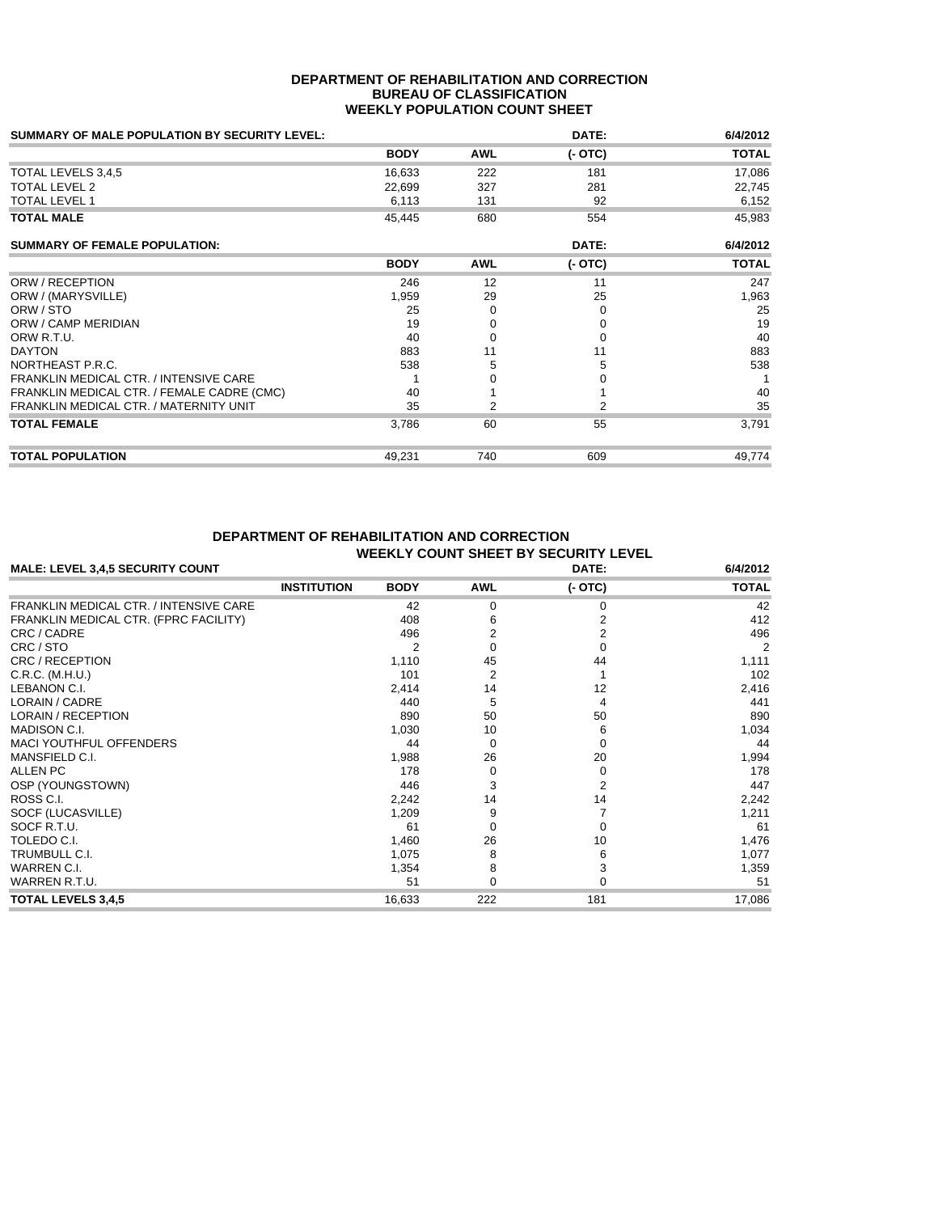**DEPARTMENT OF REHABILITATION AND CORRECTION**
**BUREAU OF CLASSIFICATION**
**WEEKLY POPULATION COUNT SHEET**

| SUMMARY OF MALE POPULATION BY SECURITY LEVEL: | | | DATE: | 6/4/2012 |
|---|---|---|---|---|
| | **BODY** | **AWL** | **(- OTC)** | **TOTAL** |
| TOTAL LEVELS 3,4,5 | 16,633 | 222 | 181 | 17,086 |
| TOTAL LEVEL 2 | 22,699 | 327 | 281 | 22,745 |
| TOTAL LEVEL 1 | 6,113 | 131 | 92 | 6,152 |
| **TOTAL MALE** | 45,445 | 680 | 554 | 45,983 |

| SUMMARY OF FEMALE POPULATION: | | | DATE: | 6/4/2012 |
|---|---|---|---|---|
| | **BODY** | **AWL** | **(- OTC)** | **TOTAL** |
| ORW / RECEPTION | 246 | 12 | 11 | 247 |
| ORW / (MARYSVILLE) | 1,959 | 29 | 25 | 1,963 |
| ORW / STO | 25 | 0 | 0 | 25 |
| ORW / CAMP MERIDIAN | 19 | 0 | 0 | 19 |
| ORW R.T.U. | 40 | 0 | 0 | 40 |
| DAYTON | 883 | 11 | 11 | 883 |
| NORTHEAST P.R.C. | 538 | 5 | 5 | 538 |
| FRANKLIN MEDICAL CTR. / INTENSIVE CARE | 1 | 0 | 0 | 1 |
| FRANKLIN MEDICAL CTR. / FEMALE CADRE (CMC) | 40 | 1 | 1 | 40 |
| FRANKLIN MEDICAL CTR. / MATERNITY UNIT | 35 | 2 | 2 | 35 |
| **TOTAL FEMALE** | 3,786 | 60 | 55 | 3,791 |
| **TOTAL POPULATION** | 49,231 | 740 | 609 | 49,774 |

**DEPARTMENT OF REHABILITATION AND CORRECTION**
**WEEKLY COUNT SHEET BY SECURITY LEVEL**

| MALE: LEVEL 3,4,5 SECURITY COUNT | | | DATE: | 6/4/2012 |
|---|---|---|---|---|
| **INSTITUTION** | **BODY** | **AWL** | **(- OTC)** | **TOTAL** |
| FRANKLIN MEDICAL CTR. / INTENSIVE CARE | 42 | 0 | 0 | 42 |
| FRANKLIN MEDICAL CTR. (FPRC FACILITY) | 408 | 6 | 2 | 412 |
| CRC / CADRE | 496 | 2 | 2 | 496 |
| CRC / STO | 2 | 0 | 0 | 2 |
| CRC / RECEPTION | 1,110 | 45 | 44 | 1,111 |
| C.R.C. (M.H.U.) | 101 | 2 | 1 | 102 |
| LEBANON C.I. | 2,414 | 14 | 12 | 2,416 |
| LORAIN / CADRE | 440 | 5 | 4 | 441 |
| LORAIN / RECEPTION | 890 | 50 | 50 | 890 |
| MADISON C.I. | 1,030 | 10 | 6 | 1,034 |
| MACI YOUTHFUL OFFENDERS | 44 | 0 | 0 | 44 |
| MANSFIELD C.I. | 1,988 | 26 | 20 | 1,994 |
| ALLEN PC | 178 | 0 | 0 | 178 |
| OSP (YOUNGSTOWN) | 446 | 3 | 2 | 447 |
| ROSS C.I. | 2,242 | 14 | 14 | 2,242 |
| SOCF (LUCASVILLE) | 1,209 | 9 | 7 | 1,211 |
| SOCF R.T.U. | 61 | 0 | 0 | 61 |
| TOLEDO C.I. | 1,460 | 26 | 10 | 1,476 |
| TRUMBULL C.I. | 1,075 | 8 | 6 | 1,077 |
| WARREN C.I. | 1,354 | 8 | 3 | 1,359 |
| WARREN R.T.U. | 51 | 0 | 0 | 51 |
| **TOTAL LEVELS 3,4,5** | 16,633 | 222 | 181 | 17,086 |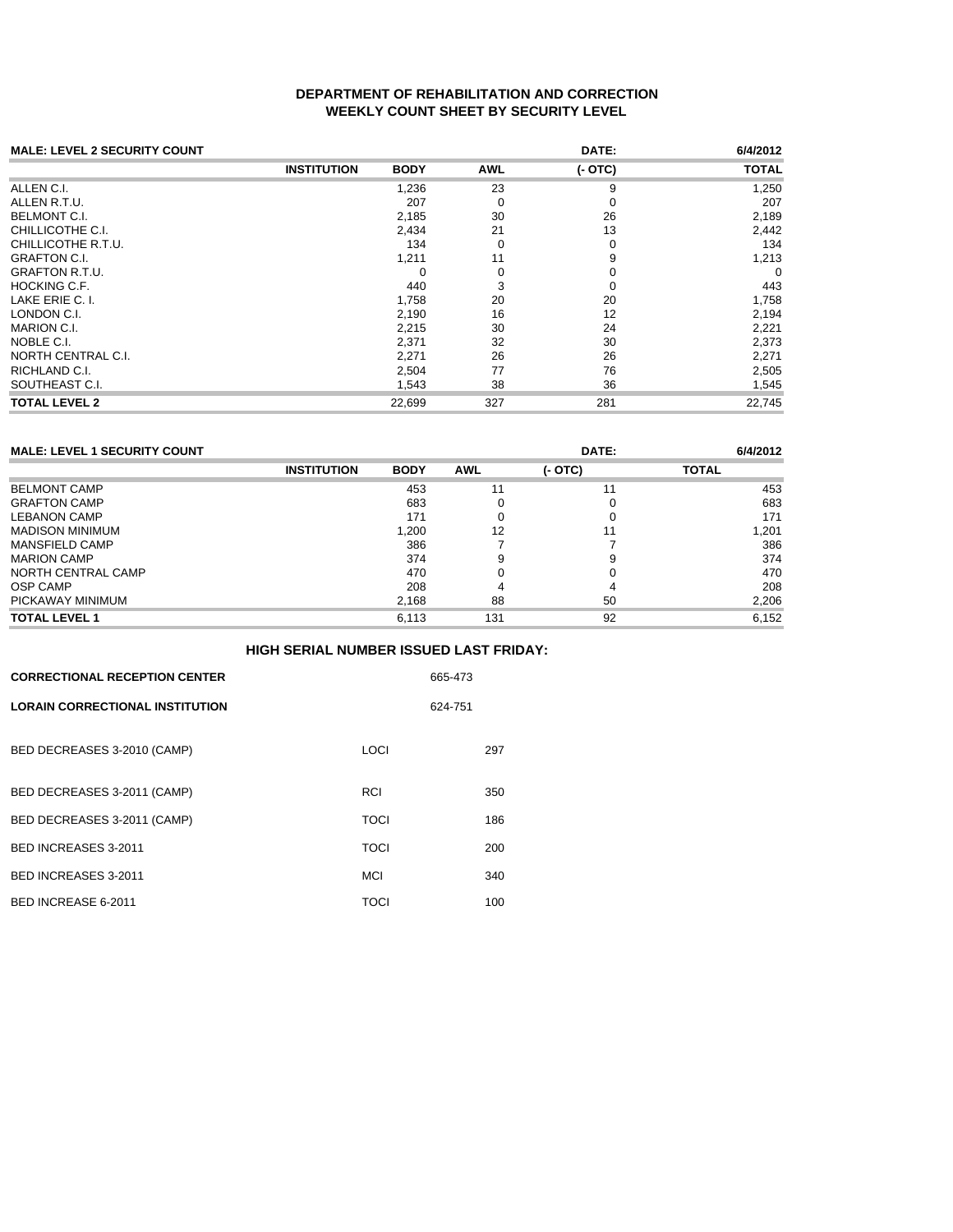# DEPARTMENT OF REHABILITATION AND CORRECTION
## WEEKLY COUNT SHEET BY SECURITY LEVEL

**MALE: LEVEL 2 SECURITY COUNT** **DATE: 6/4/2012**

| INSTITUTION | BODY | AWL | (- OTC) | TOTAL |
|---|---|---|---|---|
| ALLEN C.I. | 1,236 | 23 | 9 | 1,250 |
| ALLEN R.T.U. | 207 | 0 | 0 | 207 |
| BELMONT C.I. | 2,185 | 30 | 26 | 2,189 |
| CHILLICOTHE C.I. | 2,434 | 21 | 13 | 2,442 |
| CHILLICOTHE R.T.U. | 134 | 0 | 0 | 134 |
| GRAFTON C.I. | 1,211 | 11 | 9 | 1,213 |
| GRAFTON R.T.U. | 0 | 0 | 0 | 0 |
| HOCKING C.F. | 440 | 3 | 0 | 443 |
| LAKE ERIE C. I. | 1,758 | 20 | 20 | 1,758 |
| LONDON C.I. | 2,190 | 16 | 12 | 2,194 |
| MARION C.I. | 2,215 | 30 | 24 | 2,221 |
| NOBLE C.I. | 2,371 | 32 | 30 | 2,373 |
| NORTH CENTRAL C.I. | 2,271 | 26 | 26 | 2,271 |
| RICHLAND C.I. | 2,504 | 77 | 76 | 2,505 |
| SOUTHEAST C.I. | 1,543 | 38 | 36 | 1,545 |
| **TOTAL LEVEL 2** | 22,699 | 327 | 281 | 22,745 |

**MALE: LEVEL 1 SECURITY COUNT** **DATE: 6/4/2012**

| INSTITUTION | BODY | AWL | (- OTC) | TOTAL |
|---|---|---|---|---|
| BELMONT CAMP | 453 | 11 | 11 | 453 |
| GRAFTON CAMP | 683 | 0 | 0 | 683 |
| LEBANON CAMP | 171 | 0 | 0 | 171 |
| MADISON MINIMUM | 1,200 | 12 | 11 | 1,201 |
| MANSFIELD CAMP | 386 | 7 | 7 | 386 |
| MARION CAMP | 374 | 9 | 9 | 374 |
| NORTH CENTRAL CAMP | 470 | 0 | 0 | 470 |
| OSP CAMP | 208 | 4 | 4 | 208 |
| PICKAWAY MINIMUM | 2,168 | 88 | 50 | 2,206 |
| **TOTAL LEVEL 1** | 6,113 | 131 | 92 | 6,152 |

### HIGH SERIAL NUMBER ISSUED LAST FRIDAY:

| | |
|---|---|
| **CORRECTIONAL RECEPTION CENTER** | 665-473 |
| **LORAIN CORRECTIONAL INSTITUTION** | 624-751 |

| | | |
|---|---|---|
| BED DECREASES 3-2010 (CAMP) | LOCI | 297 |
| BED DECREASES 3-2011 (CAMP) | RCI | 350 |
| BED DECREASES 3-2011 (CAMP) | TOCI | 186 |
| BED INCREASES 3-2011 | TOCI | 200 |
| BED INCREASES 3-2011 | MCI | 340 |
| BED INCREASE 6-2011 | TOCI | 100 |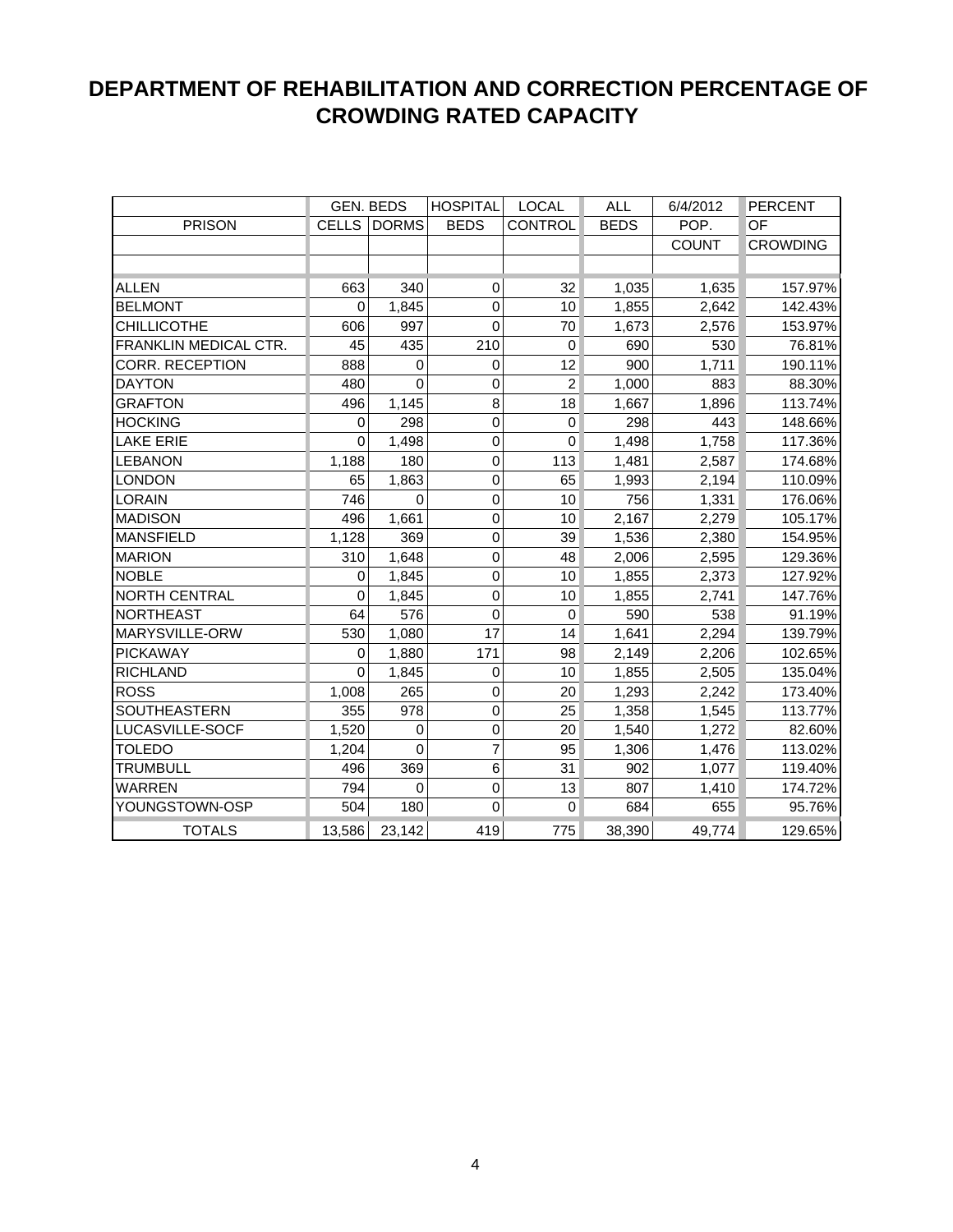# DEPARTMENT OF REHABILITATION AND CORRECTION PERCENTAGE OF CROWDING RATED CAPACITY

| | GEN. BEDS | | HOSPITAL | LOCAL | ALL | 6/4/2012 | PERCENT |
|---|---|---|---|---|---|---|---|
| PRISON | CELLS | DORMS | BEDS | CONTROL | BEDS | POP. | OF |
| | | | | | | COUNT | CROWDING |
| ALLEN | 663 | 340 | 0 | 32 | 1,035 | 1,635 | 157.97% |
| BELMONT | 0 | 1,845 | 0 | 10 | 1,855 | 2,642 | 142.43% |
| CHILLICOTHE | 606 | 997 | 0 | 70 | 1,673 | 2,576 | 153.97% |
| FRANKLIN MEDICAL CTR. | 45 | 435 | 210 | 0 | 690 | 530 | 76.81% |
| CORR. RECEPTION | 888 | 0 | 0 | 12 | 900 | 1,711 | 190.11% |
| DAYTON | 480 | 0 | 0 | 2 | 1,000 | 883 | 88.30% |
| GRAFTON | 496 | 1,145 | 8 | 18 | 1,667 | 1,896 | 113.74% |
| HOCKING | 0 | 298 | 0 | 0 | 298 | 443 | 148.66% |
| LAKE ERIE | 0 | 1,498 | 0 | 0 | 1,498 | 1,758 | 117.36% |
| LEBANON | 1,188 | 180 | 0 | 113 | 1,481 | 2,587 | 174.68% |
| LONDON | 65 | 1,863 | 0 | 65 | 1,993 | 2,194 | 110.09% |
| LORAIN | 746 | 0 | 0 | 10 | 756 | 1,331 | 176.06% |
| MADISON | 496 | 1,661 | 0 | 10 | 2,167 | 2,279 | 105.17% |
| MANSFIELD | 1,128 | 369 | 0 | 39 | 1,536 | 2,380 | 154.95% |
| MARION | 310 | 1,648 | 0 | 48 | 2,006 | 2,595 | 129.36% |
| NOBLE | 0 | 1,845 | 0 | 10 | 1,855 | 2,373 | 127.92% |
| NORTH CENTRAL | 0 | 1,845 | 0 | 10 | 1,855 | 2,741 | 147.76% |
| NORTHEAST | 64 | 576 | 0 | 0 | 590 | 538 | 91.19% |
| MARYSVILLE-ORW | 530 | 1,080 | 17 | 14 | 1,641 | 2,294 | 139.79% |
| PICKAWAY | 0 | 1,880 | 171 | 98 | 2,149 | 2,206 | 102.65% |
| RICHLAND | 0 | 1,845 | 0 | 10 | 1,855 | 2,505 | 135.04% |
| ROSS | 1,008 | 265 | 0 | 20 | 1,293 | 2,242 | 173.40% |
| SOUTHEASTERN | 355 | 978 | 0 | 25 | 1,358 | 1,545 | 113.77% |
| LUCASVILLE-SOCF | 1,520 | 0 | 0 | 20 | 1,540 | 1,272 | 82.60% |
| TOLEDO | 1,204 | 0 | 7 | 95 | 1,306 | 1,476 | 113.02% |
| TRUMBULL | 496 | 369 | 6 | 31 | 902 | 1,077 | 119.40% |
| WARREN | 794 | 0 | 0 | 13 | 807 | 1,410 | 174.72% |
| YOUNGSTOWN-OSP | 504 | 180 | 0 | 0 | 684 | 655 | 95.76% |
| TOTALS | 13,586 | 23,142 | 419 | 775 | 38,390 | 49,774 | 129.65% |